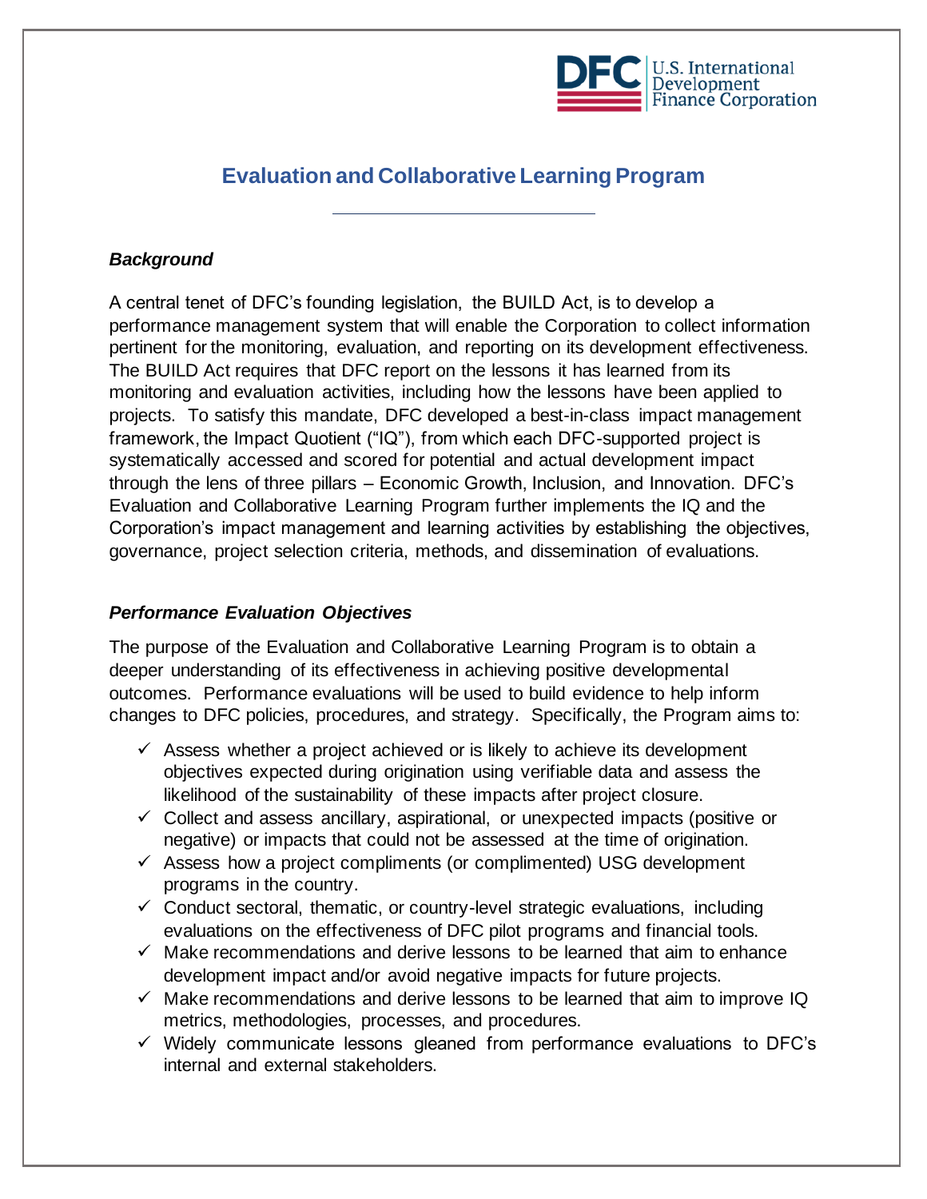U.S. International Development Finance Corporation

# Evaluation and Collaborative Learning Program

### *Background*

A central tenet of DFC's founding legislation, the BUILD Act, is to develop a performance management system that will enable the Corporation to collect information pertinent for the monitoring, evaluation, and reporting on its development effectiveness. The BUILD Act requires that DFC report on the lessons it has learned from its monitoring and evaluation activities, including how the lessons have been applied to projects. To satisfy this mandate, DFC developed a best-in-class impact management framework, the Impact Quotient ("IQ"), from which each DFC-supported project is systematically accessed and scored for potential and actual development impact through the lens of three pillars – Economic Growth, Inclusion, and Innovation. DFC's Evaluation and Collaborative Learning Program further implements the IQ and the Corporation's impact management and learning activities by establishing the objectives, governance, project selection criteria, methods, and dissemination of evaluations.

### *Performance Evaluation Objectives*

The purpose of the Evaluation and Collaborative Learning Program is to obtain a deeper understanding of its effectiveness in achieving positive developmental outcomes. Performance evaluations will be used to build evidence to help inform changes to DFC policies, procedures, and strategy. Specifically, the Program aims to:

- ✓ Assess whether a project achieved or is likely to achieve its development objectives expected during origination using verifiable data and assess the likelihood of the sustainability of these impacts after project closure.
- ✓ Collect and assess ancillary, aspirational, or unexpected impacts (positive or negative) or impacts that could not be assessed at the time of origination.
- ✓ Assess how a project compliments (or complimented) USG development programs in the country.
- ✓ Conduct sectoral, thematic, or country-level strategic evaluations, including evaluations on the effectiveness of DFC pilot programs and financial tools.
- ✓ Make recommendations and derive lessons to be learned that aim to enhance development impact and/or avoid negative impacts for future projects.
- ✓ Make recommendations and derive lessons to be learned that aim to improve IQ metrics, methodologies, processes, and procedures.
- ✓ Widely communicate lessons gleaned from performance evaluations to DFC's internal and external stakeholders.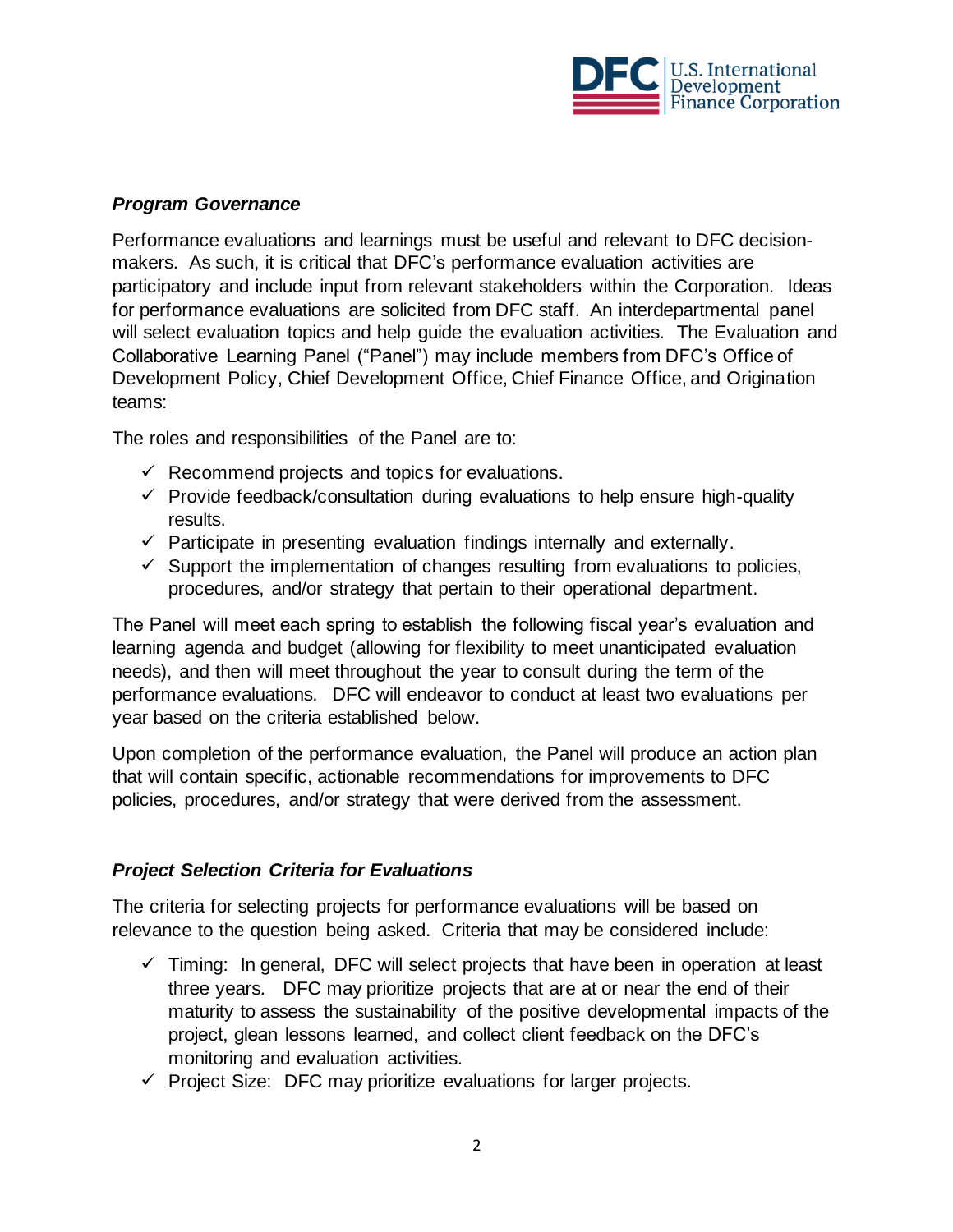***Program Governance***

Performance evaluations and learnings must be useful and relevant to DFC decision-makers. As such, it is critical that DFC's performance evaluation activities are participatory and include input from relevant stakeholders within the Corporation. Ideas for performance evaluations are solicited from DFC staff. An interdepartmental panel will select evaluation topics and help guide the evaluation activities. The Evaluation and Collaborative Learning Panel ("Panel") may include members from DFC's Office of Development Policy, Chief Development Office, Chief Finance Office, and Origination teams:

The roles and responsibilities of the Panel are to:

- ✓ Recommend projects and topics for evaluations.
- ✓ Provide feedback/consultation during evaluations to help ensure high-quality results.
- ✓ Participate in presenting evaluation findings internally and externally.
- ✓ Support the implementation of changes resulting from evaluations to policies, procedures, and/or strategy that pertain to their operational department.

The Panel will meet each spring to establish the following fiscal year's evaluation and learning agenda and budget (allowing for flexibility to meet unanticipated evaluation needs), and then will meet throughout the year to consult during the term of the performance evaluations. DFC will endeavor to conduct at least two evaluations per year based on the criteria established below.

Upon completion of the performance evaluation, the Panel will produce an action plan that will contain specific, actionable recommendations for improvements to DFC policies, procedures, and/or strategy that were derived from the assessment.

***Project Selection Criteria for Evaluations***

The criteria for selecting projects for performance evaluations will be based on relevance to the question being asked. Criteria that may be considered include:

- ✓ Timing: In general, DFC will select projects that have been in operation at least three years. DFC may prioritize projects that are at or near the end of their maturity to assess the sustainability of the positive developmental impacts of the project, glean lessons learned, and collect client feedback on the DFC's monitoring and evaluation activities.
- ✓ Project Size: DFC may prioritize evaluations for larger projects.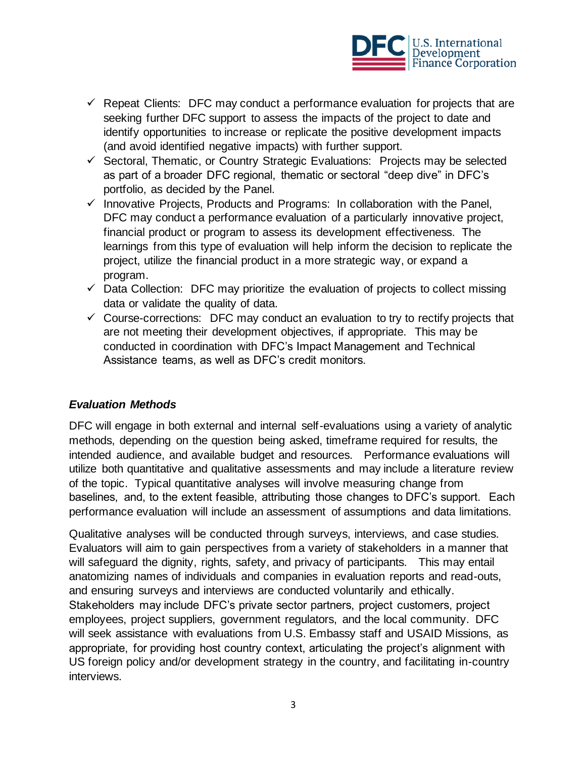- ✓ Repeat Clients: DFC may conduct a performance evaluation for projects that are seeking further DFC support to assess the impacts of the project to date and identify opportunities to increase or replicate the positive development impacts (and avoid identified negative impacts) with further support.
- ✓ Sectoral, Thematic, or Country Strategic Evaluations: Projects may be selected as part of a broader DFC regional, thematic or sectoral "deep dive" in DFC's portfolio, as decided by the Panel.
- ✓ Innovative Projects, Products and Programs: In collaboration with the Panel, DFC may conduct a performance evaluation of a particularly innovative project, financial product or program to assess its development effectiveness. The learnings from this type of evaluation will help inform the decision to replicate the project, utilize the financial product in a more strategic way, or expand a program.
- ✓ Data Collection: DFC may prioritize the evaluation of projects to collect missing data or validate the quality of data.
- ✓ Course-corrections: DFC may conduct an evaluation to try to rectify projects that are not meeting their development objectives, if appropriate. This may be conducted in coordination with DFC's Impact Management and Technical Assistance teams, as well as DFC's credit monitors.

### *Evaluation Methods*

DFC will engage in both external and internal self-evaluations using a variety of analytic methods, depending on the question being asked, timeframe required for results, the intended audience, and available budget and resources. Performance evaluations will utilize both quantitative and qualitative assessments and may include a literature review of the topic. Typical quantitative analyses will involve measuring change from baselines, and, to the extent feasible, attributing those changes to DFC's support. Each performance evaluation will include an assessment of assumptions and data limitations.

Qualitative analyses will be conducted through surveys, interviews, and case studies. Evaluators will aim to gain perspectives from a variety of stakeholders in a manner that will safeguard the dignity, rights, safety, and privacy of participants. This may entail anatomizing names of individuals and companies in evaluation reports and read-outs, and ensuring surveys and interviews are conducted voluntarily and ethically. Stakeholders may include DFC's private sector partners, project customers, project employees, project suppliers, government regulators, and the local community. DFC will seek assistance with evaluations from U.S. Embassy staff and USAID Missions, as appropriate, for providing host country context, articulating the project's alignment with US foreign policy and/or development strategy in the country, and facilitating in-country interviews.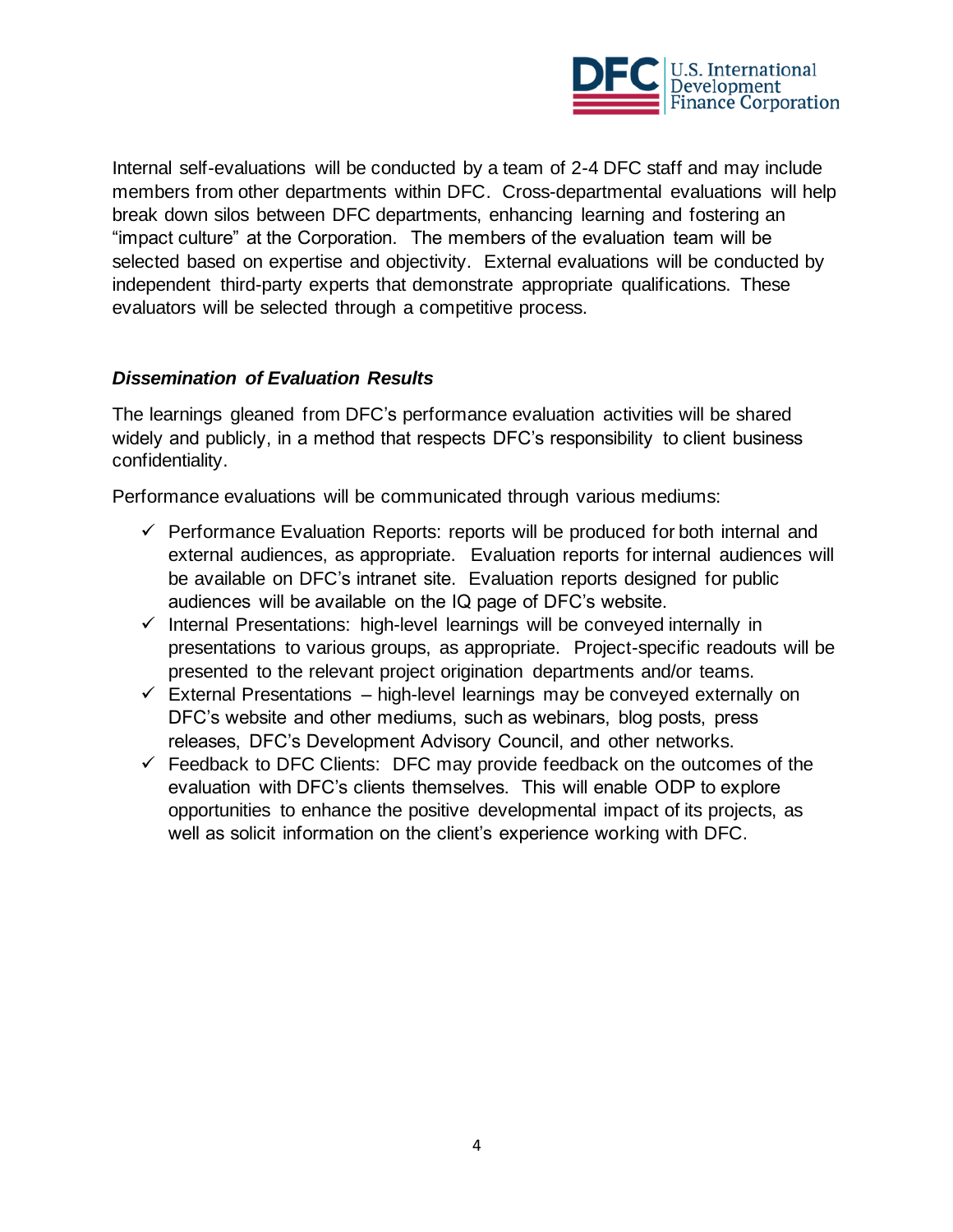Internal self-evaluations will be conducted by a team of 2-4 DFC staff and may include members from other departments within DFC. Cross-departmental evaluations will help break down silos between DFC departments, enhancing learning and fostering an "impact culture" at the Corporation. The members of the evaluation team will be selected based on expertise and objectivity. External evaluations will be conducted by independent third-party experts that demonstrate appropriate qualifications. These evaluators will be selected through a competitive process.

### ***Dissemination of Evaluation Results***

The learnings gleaned from DFC's performance evaluation activities will be shared widely and publicly, in a method that respects DFC's responsibility to client business confidentiality.

Performance evaluations will be communicated through various mediums:

- ✓ Performance Evaluation Reports: reports will be produced for both internal and external audiences, as appropriate. Evaluation reports for internal audiences will be available on DFC's intranet site. Evaluation reports designed for public audiences will be available on the IQ page of DFC's website.
- ✓ Internal Presentations: high-level learnings will be conveyed internally in presentations to various groups, as appropriate. Project-specific readouts will be presented to the relevant project origination departments and/or teams.
- ✓ External Presentations – high-level learnings may be conveyed externally on DFC's website and other mediums, such as webinars, blog posts, press releases, DFC's Development Advisory Council, and other networks.
- ✓ Feedback to DFC Clients: DFC may provide feedback on the outcomes of the evaluation with DFC's clients themselves. This will enable ODP to explore opportunities to enhance the positive developmental impact of its projects, as well as solicit information on the client's experience working with DFC.